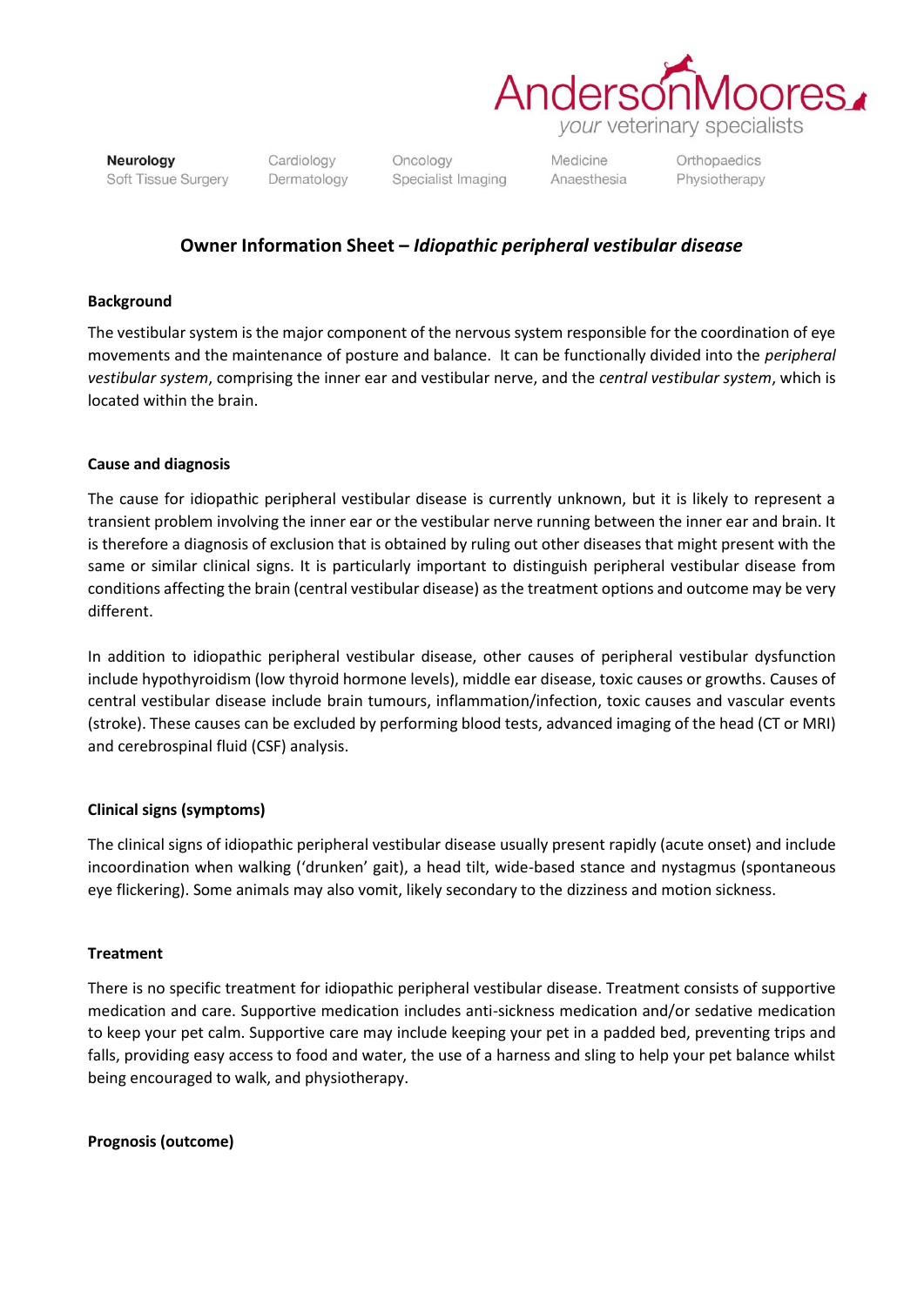AndersonMoores
*your veterinary specialists*

**Neurology** Soft Tissue Surgery | Cardiology Dermatology | Oncology Specialist Imaging | Medicine Anaesthesia | Orthopaedics Physiotherapy

# Owner Information Sheet – *Idiopathic peripheral vestibular disease*

## Background

The vestibular system is the major component of the nervous system responsible for the coordination of eye movements and the maintenance of posture and balance. It can be functionally divided into the *peripheral vestibular system*, comprising the inner ear and vestibular nerve, and the *central vestibular system*, which is located within the brain.

## Cause and diagnosis

The cause for idiopathic peripheral vestibular disease is currently unknown, but it is likely to represent a transient problem involving the inner ear or the vestibular nerve running between the inner ear and brain. It is therefore a diagnosis of exclusion that is obtained by ruling out other diseases that might present with the same or similar clinical signs. It is particularly important to distinguish peripheral vestibular disease from conditions affecting the brain (central vestibular disease) as the treatment options and outcome may be very different.

In addition to idiopathic peripheral vestibular disease, other causes of peripheral vestibular dysfunction include hypothyroidism (low thyroid hormone levels), middle ear disease, toxic causes or growths. Causes of central vestibular disease include brain tumours, inflammation/infection, toxic causes and vascular events (stroke). These causes can be excluded by performing blood tests, advanced imaging of the head (CT or MRI) and cerebrospinal fluid (CSF) analysis.

## Clinical signs (symptoms)

The clinical signs of idiopathic peripheral vestibular disease usually present rapidly (acute onset) and include incoordination when walking ('drunken' gait), a head tilt, wide-based stance and nystagmus (spontaneous eye flickering). Some animals may also vomit, likely secondary to the dizziness and motion sickness.

## Treatment

There is no specific treatment for idiopathic peripheral vestibular disease. Treatment consists of supportive medication and care. Supportive medication includes anti-sickness medication and/or sedative medication to keep your pet calm. Supportive care may include keeping your pet in a padded bed, preventing trips and falls, providing easy access to food and water, the use of a harness and sling to help your pet balance whilst being encouraged to walk, and physiotherapy.

## Prognosis (outcome)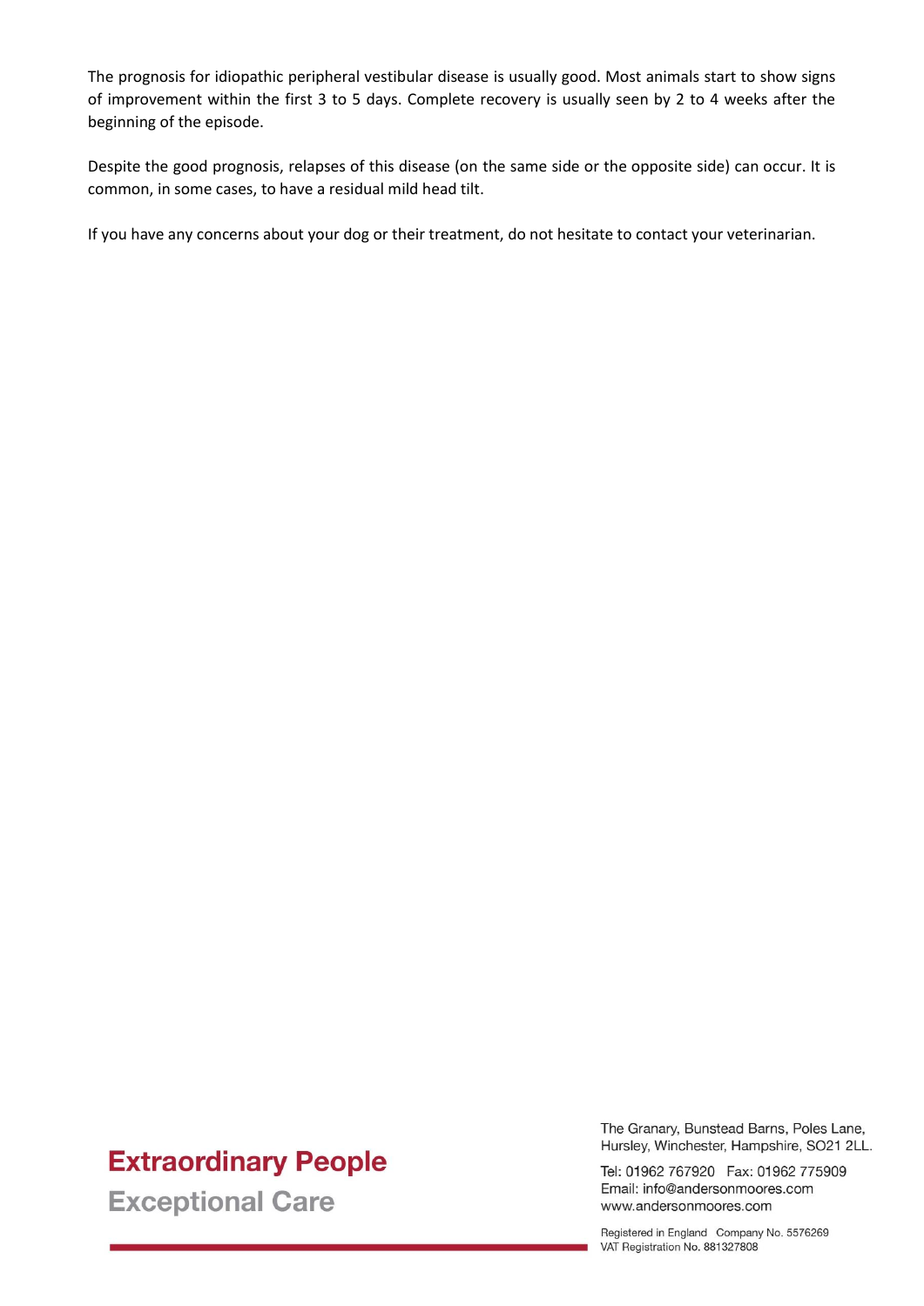The prognosis for idiopathic peripheral vestibular disease is usually good. Most animals start to show signs of improvement within the first 3 to 5 days. Complete recovery is usually seen by 2 to 4 weeks after the beginning of the episode.

Despite the good prognosis, relapses of this disease (on the same side or the opposite side) can occur. It is common, in some cases, to have a residual mild head tilt.

If you have any concerns about your dog or their treatment, do not hesitate to contact your veterinarian.

**Extraordinary People**
**Exceptional Care**

The Granary, Bunstead Barns, Poles Lane, Hursley, Winchester, Hampshire, SO21 2LL.

Tel: 01962 767920 Fax: 01962 775909
Email: info@andersonmoores.com
www.andersonmoores.com

Registered in England Company No. 5576269
VAT Registration No. 881327808